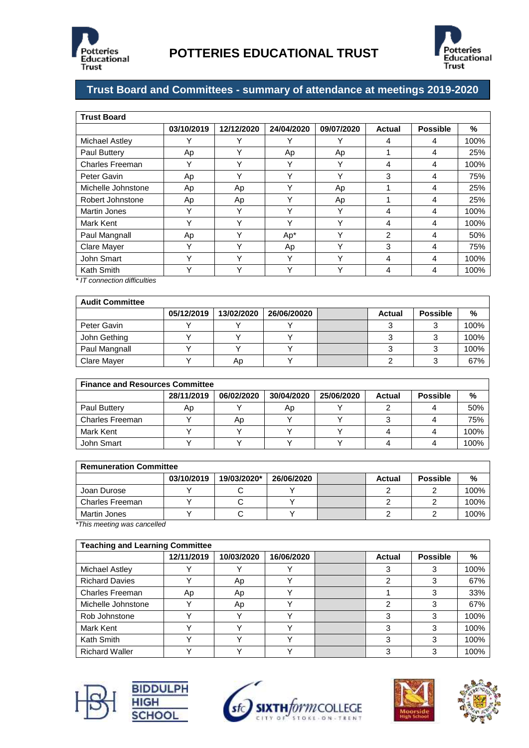# POTTERIES EDUCATIONAL TRUST

## Trust Board and Committees - summary of attendance at meetings 2019-2020

| Trust Board | | | | | | | |
|---|---|---|---|---|---|---|---|
| | 03/10/2019 | 12/12/2020 | 24/04/2020 | 09/07/2020 | Actual | Possible | % |
| Michael Astley | Y | Y | Y | Y | 4 | 4 | 100% |
| Paul Buttery | Ap | Y | Ap | Ap | 1 | 4 | 25% |
| Charles Freeman | Y | Y | Y | Y | 4 | 4 | 100% |
| Peter Gavin | Ap | Y | Y | Y | 3 | 4 | 75% |
| Michelle Johnstone | Ap | Ap | Y | Ap | 1 | 4 | 25% |
| Robert Johnstone | Ap | Ap | Y | Ap | 1 | 4 | 25% |
| Martin Jones | Y | Y | Y | Y | 4 | 4 | 100% |
| Mark Kent | Y | Y | Y | Y | 4 | 4 | 100% |
| Paul Mangnall | Ap | Y | Ap* | Y | 2 | 4 | 50% |
| Clare Mayer | Y | Y | Ap | Y | 3 | 4 | 75% |
| John Smart | Y | Y | Y | Y | 4 | 4 | 100% |
| Kath Smith | Y | Y | Y | Y | 4 | 4 | 100% |

*\* IT connection difficulties*

| Audit Committee | | | | | | | |
|---|---|---|---|---|---|---|---|
| | 05/12/2019 | 13/02/2020 | 26/06/20020 | | Actual | Possible | % |
| Peter Gavin | Y | Y | Y | | 3 | 3 | 100% |
| John Gething | Y | Y | Y | | 3 | 3 | 100% |
| Paul Mangnall | Y | Y | Y | | 3 | 3 | 100% |
| Clare Mayer | Y | Ap | Y | | 2 | 3 | 67% |

| Finance and Resources Committee | | | | | | | |
|---|---|---|---|---|---|---|---|
| | 28/11/2019 | 06/02/2020 | 30/04/2020 | 25/06/2020 | Actual | Possible | % |
| Paul Buttery | Ap | Y | Ap | Y | 2 | 4 | 50% |
| Charles Freeman | Y | Ap | Y | Y | 3 | 4 | 75% |
| Mark Kent | Y | Y | Y | Y | 4 | 4 | 100% |
| John Smart | Y | Y | Y | Y | 4 | 4 | 100% |

| Remuneration Committee | | | | | | | |
|---|---|---|---|---|---|---|---|
| | 03/10/2019 | 19/03/2020* | 26/06/2020 | | Actual | Possible | % |
| Joan Durose | Y | C | Y | | 2 | 2 | 100% |
| Charles Freeman | Y | C | Y | | 2 | 2 | 100% |
| Martin Jones | Y | C | Y | | 2 | 2 | 100% |

*\*This meeting was cancelled*

| Teaching and Learning Committee | | | | | | | |
|---|---|---|---|---|---|---|---|
| | 12/11/2019 | 10/03/2020 | 16/06/2020 | | Actual | Possible | % |
| Michael Astley | Y | Y | Y | | 3 | 3 | 100% |
| Richard Davies | Y | Ap | Y | | 2 | 3 | 67% |
| Charles Freeman | Ap | Ap | Y | | 1 | 3 | 33% |
| Michelle Johnstone | Y | Ap | Y | | 2 | 3 | 67% |
| Rob Johnstone | Y | Y | Y | | 3 | 3 | 100% |
| Mark Kent | Y | Y | Y | | 3 | 3 | 100% |
| Kath Smith | Y | Y | Y | | 3 | 3 | 100% |
| Richard Waller | Y | Y | Y | | 3 | 3 | 100% |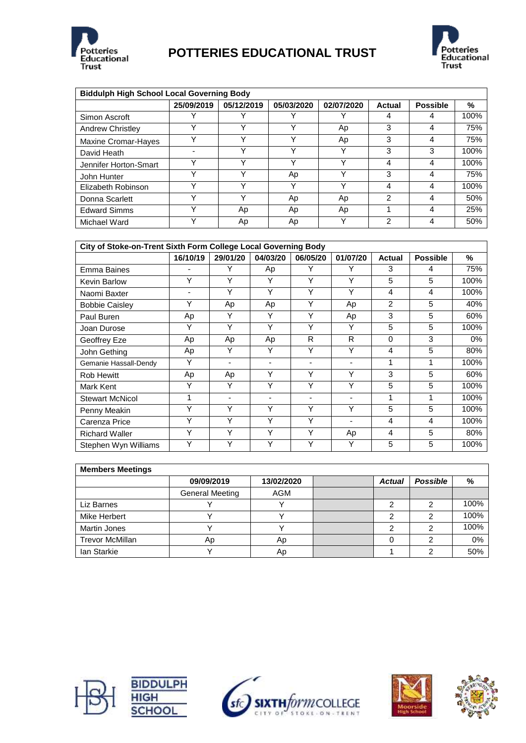# POTTERIES EDUCATIONAL TRUST

| Biddulph High School Local Governing Body | | | | | | | |
|---|---|---|---|---|---|---|---|
| | 25/09/2019 | 05/12/2019 | 05/03/2020 | 02/07/2020 | Actual | Possible | % |
| Simon Ascroft | Y | Y | Y | Y | 4 | 4 | 100% |
| Andrew Christley | Y | Y | Y | Ap | 3 | 4 | 75% |
| Maxine Cromar-Hayes | Y | Y | Y | Ap | 3 | 4 | 75% |
| David Heath | - | Y | Y | Y | 3 | 3 | 100% |
| Jennifer Horton-Smart | Y | Y | Y | Y | 4 | 4 | 100% |
| John Hunter | Y | Y | Ap | Y | 3 | 4 | 75% |
| Elizabeth Robinson | Y | Y | Y | Y | 4 | 4 | 100% |
| Donna Scarlett | Y | Y | Ap | Ap | 2 | 4 | 50% |
| Edward Simms | Y | Ap | Ap | Ap | 1 | 4 | 25% |
| Michael Ward | Y | Ap | Ap | Y | 2 | 4 | 50% |

| City of Stoke-on-Trent Sixth Form College Local Governing Body | | | | | | | | |
|---|---|---|---|---|---|---|---|---|
| | 16/10/19 | 29/01/20 | 04/03/20 | 06/05/20 | 01/07/20 | Actual | Possible | % |
| Emma Baines | - | Y | Ap | Y | Y | 3 | 4 | 75% |
| Kevin Barlow | Y | Y | Y | Y | Y | 5 | 5 | 100% |
| Naomi Baxter | - | Y | Y | Y | Y | 4 | 4 | 100% |
| Bobbie Caisley | Y | Ap | Ap | Y | Ap | 2 | 5 | 40% |
| Paul Buren | Ap | Y | Y | Y | Ap | 3 | 5 | 60% |
| Joan Durose | Y | Y | Y | Y | Y | 5 | 5 | 100% |
| Geoffrey Eze | Ap | Ap | Ap | R | R | 0 | 3 | 0% |
| John Gething | Ap | Y | Y | Y | Y | 4 | 5 | 80% |
| Gemanie Hassall-Dendy | Y | - | - | - | - | 1 | 1 | 100% |
| Rob Hewitt | Ap | Ap | Y | Y | Y | 3 | 5 | 60% |
| Mark Kent | Y | Y | Y | Y | Y | 5 | 5 | 100% |
| Stewart McNicol | 1 | - | - | - | - | 1 | 1 | 100% |
| Penny Meakin | Y | Y | Y | Y | Y | 5 | 5 | 100% |
| Carenza Price | Y | Y | Y | Y | - | 4 | 4 | 100% |
| Richard Waller | Y | Y | Y | Y | Ap | 4 | 5 | 80% |
| Stephen Wyn Williams | Y | Y | Y | Y | Y | 5 | 5 | 100% |

| Members Meetings | | | | | | |
|---|---|---|---|---|---|---|
| | 09/09/2019 | 13/02/2020 | | *Actual* | *Possible* | % |
| | General Meeting | AGM | | | | |
| Liz Barnes | Y | Y | | 2 | 2 | 100% |
| Mike Herbert | Y | Y | | 2 | 2 | 100% |
| Martin Jones | Y | Y | | 2 | 2 | 100% |
| Trevor McMillan | Ap | Ap | | 0 | 2 | 0% |
| Ian Starkie | Y | Ap | | 1 | 2 | 50% |